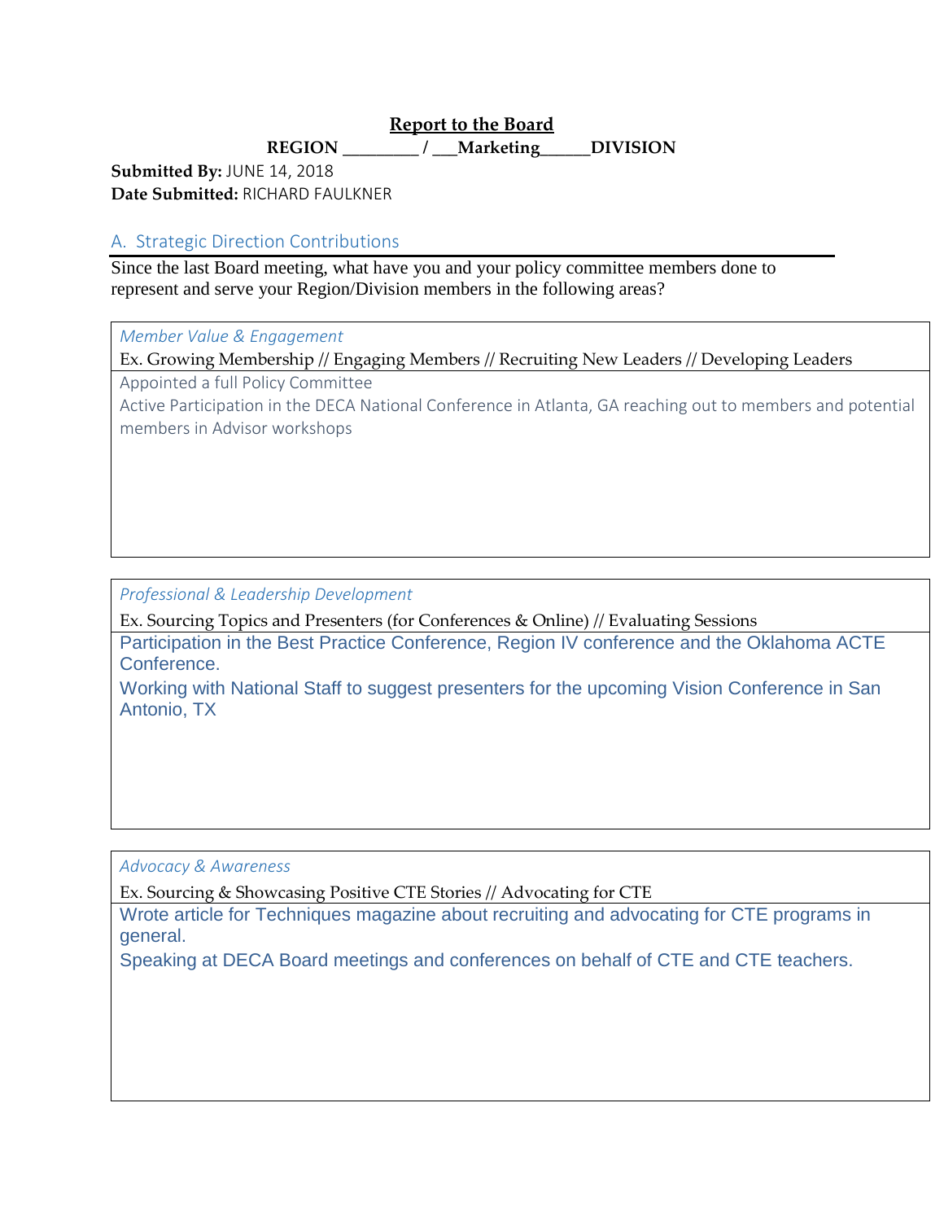**Report to the Board**

**REGION ________ / ___Marketing_____DIVISION**

**Submitted By:** JUNE 14, 2018
**Date Submitted:** RICHARD FAULKNER

## A. Strategic Direction Contributions

Since the last Board meeting, what have you and your policy committee members done to represent and serve your Region/Division members in the following areas?

*Member Value & Engagement*

Ex. Growing Membership // Engaging Members // Recruiting New Leaders // Developing Leaders

Appointed a full Policy Committee

Active Participation in the DECA National Conference in Atlanta, GA reaching out to members and potential members in Advisor workshops

*Professional & Leadership Development*

Ex. Sourcing Topics and Presenters (for Conferences & Online) // Evaluating Sessions

Participation in the Best Practice Conference, Region IV conference and the Oklahoma ACTE Conference.

Working with National Staff to suggest presenters for the upcoming Vision Conference in San Antonio, TX

*Advocacy & Awareness*

Ex. Sourcing & Showcasing Positive CTE Stories // Advocating for CTE

Wrote article for Techniques magazine about recruiting and advocating for CTE programs in general.

Speaking at DECA Board meetings and conferences on behalf of CTE and CTE teachers.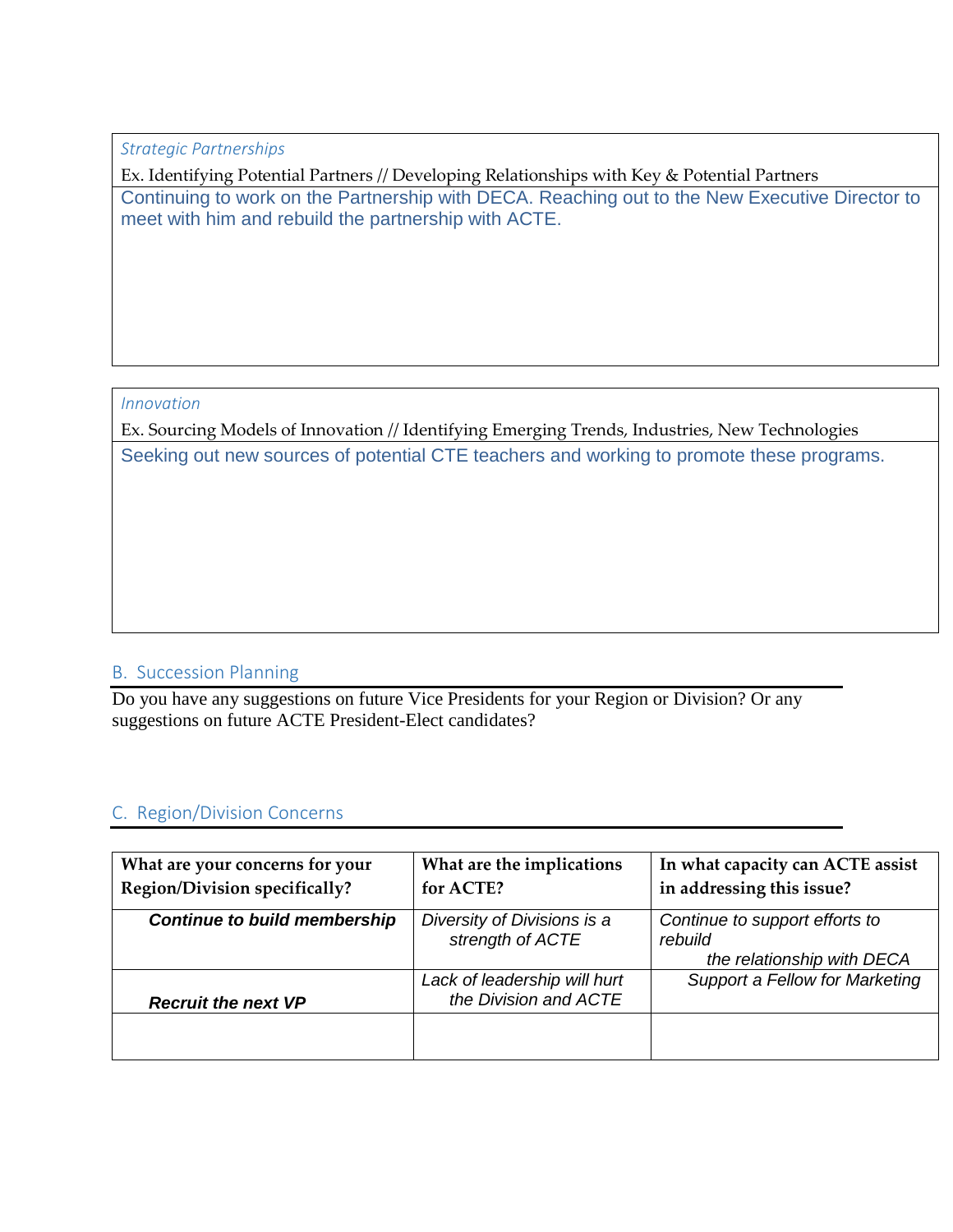*Strategic Partnerships*

Ex. Identifying Potential Partners // Developing Relationships with Key & Potential Partners

Continuing to work on the Partnership with DECA. Reaching out to the New Executive Director to meet with him and rebuild the partnership with ACTE.

*Innovation*

Ex. Sourcing Models of Innovation // Identifying Emerging Trends, Industries, New Technologies

Seeking out new sources of potential CTE teachers and working to promote these programs.

## B. Succession Planning

Do you have any suggestions on future Vice Presidents for your Region or Division? Or any suggestions on future ACTE President-Elect candidates?

## C. Region/Division Concerns

| What are your concerns for your Region/Division specifically? | What are the implications for ACTE? | In what capacity can ACTE assist in addressing this issue? |
|---|---|---|
| ***Continue to build membership*** | *Diversity of Divisions is a strength of ACTE* | *Continue to support efforts to rebuild the relationship with DECA* |
| ***Recruit the next VP*** | *Lack of leadership will hurt the Division and ACTE* | *Support a Fellow for Marketing* |
| | | |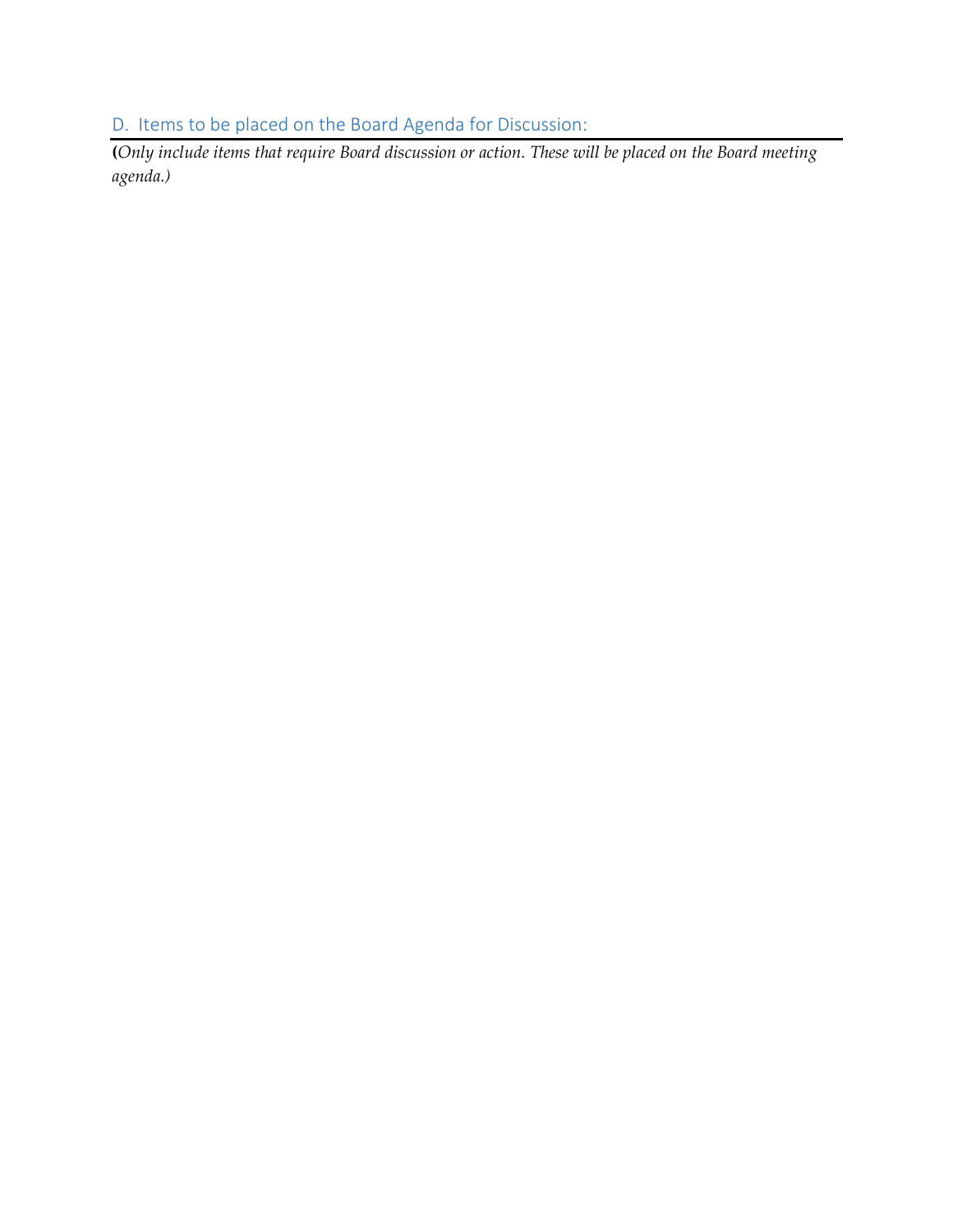## D. Items to be placed on the Board Agenda for Discussion:

*(Only include items that require Board discussion or action. These will be placed on the Board meeting agenda.)*